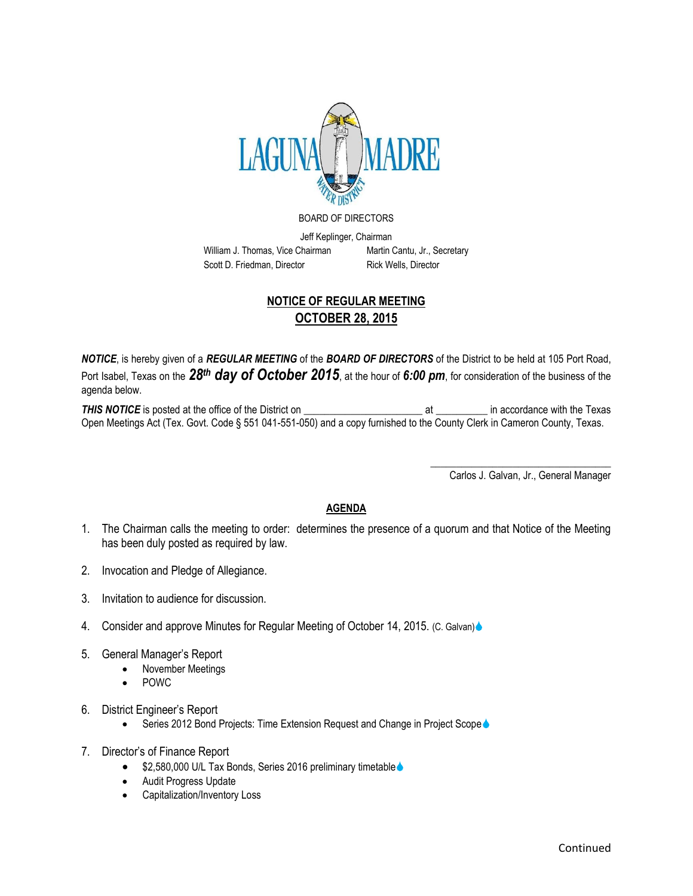LAGUNA MADRE WATER DISTRICT

BOARD OF DIRECTORS

Jeff Keplinger, Chairman

William J. Thomas, Vice Chairman    Martin Cantu, Jr., Secretary

Scott D. Friedman, Director    Rick Wells, Director

## NOTICE OF REGULAR MEETING
## OCTOBER 28, 2015

***NOTICE***, is hereby given of a ***REGULAR MEETING*** of the ***BOARD OF DIRECTORS*** of the District to be held at 105 Port Road, Port Isabel, Texas on the ***28th day of October 2015***, at the hour of ***6:00 pm***, for consideration of the business of the agenda below.

***THIS NOTICE*** is posted at the office of the District on ______________________ at _________ in accordance with the Texas Open Meetings Act (Tex. Govt. Code § 551 041-551-050) and a copy furnished to the County Clerk in Cameron County, Texas.

_________________________________
Carlos J. Galvan, Jr., General Manager

## AGENDA

1. The Chairman calls the meeting to order: determines the presence of a quorum and that Notice of the Meeting has been duly posted as required by law.

2. Invocation and Pledge of Allegiance.

3. Invitation to audience for discussion.

4. Consider and approve Minutes for Regular Meeting of October 14, 2015. (C. Galvan)💧

5. General Manager's Report
   - November Meetings
   - POWC

6. District Engineer's Report
   - Series 2012 Bond Projects: Time Extension Request and Change in Project Scope💧

7. Director's of Finance Report
   - $2,580,000 U/L Tax Bonds, Series 2016 preliminary timetable💧
   - Audit Progress Update
   - Capitalization/Inventory Loss

Continued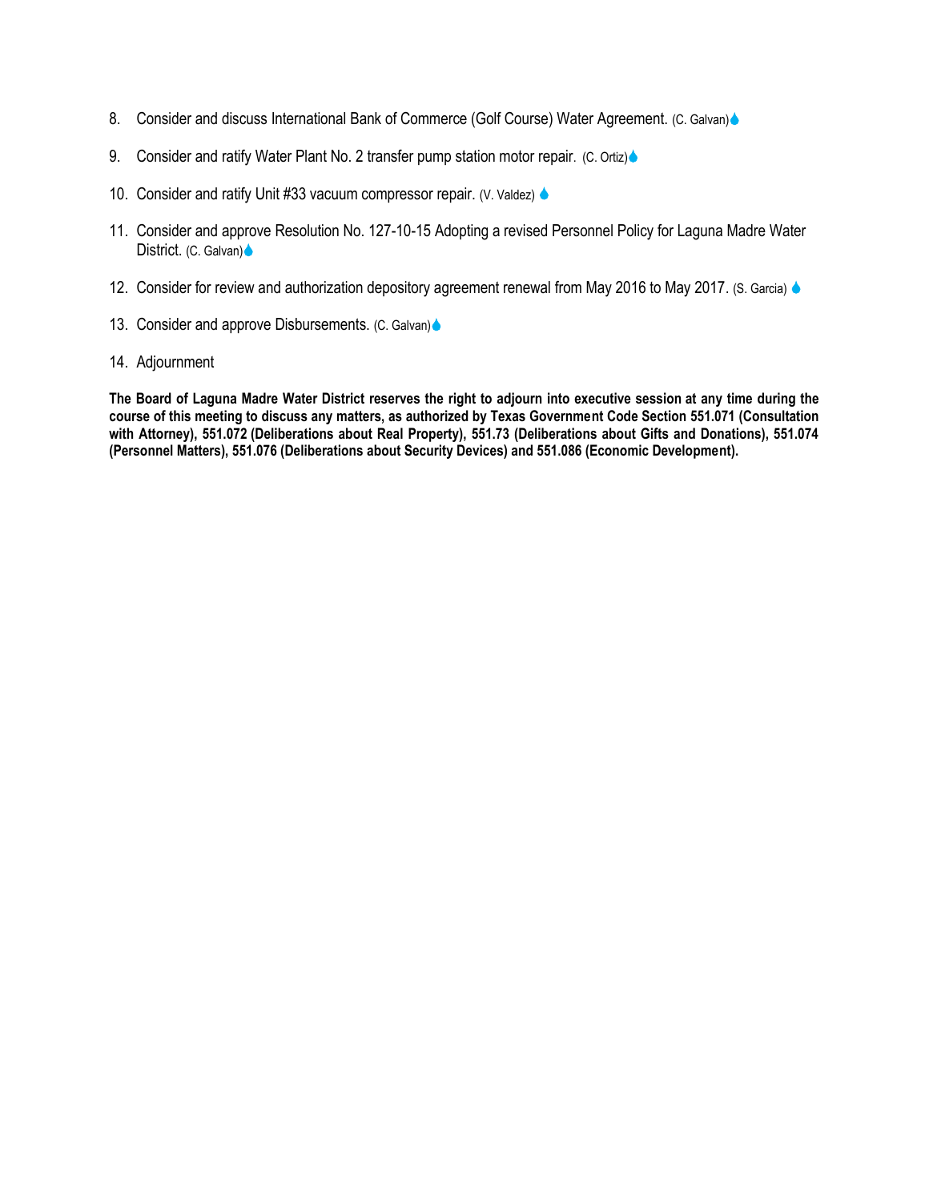8. Consider and discuss International Bank of Commerce (Golf Course) Water Agreement. (C. Galvan)

9. Consider and ratify Water Plant No. 2 transfer pump station motor repair. (C. Ortiz)

10. Consider and ratify Unit #33 vacuum compressor repair. (V. Valdez)

11. Consider and approve Resolution No. 127-10-15 Adopting a revised Personnel Policy for Laguna Madre Water District. (C. Galvan)

12. Consider for review and authorization depository agreement renewal from May 2016 to May 2017. (S. Garcia)

13. Consider and approve Disbursements. (C. Galvan)

14. Adjournment

**The Board of Laguna Madre Water District reserves the right to adjourn into executive session at any time during the course of this meeting to discuss any matters, as authorized by Texas Government Code Section 551.071 (Consultation with Attorney), 551.072 (Deliberations about Real Property), 551.73 (Deliberations about Gifts and Donations), 551.074 (Personnel Matters), 551.076 (Deliberations about Security Devices) and 551.086 (Economic Development).**